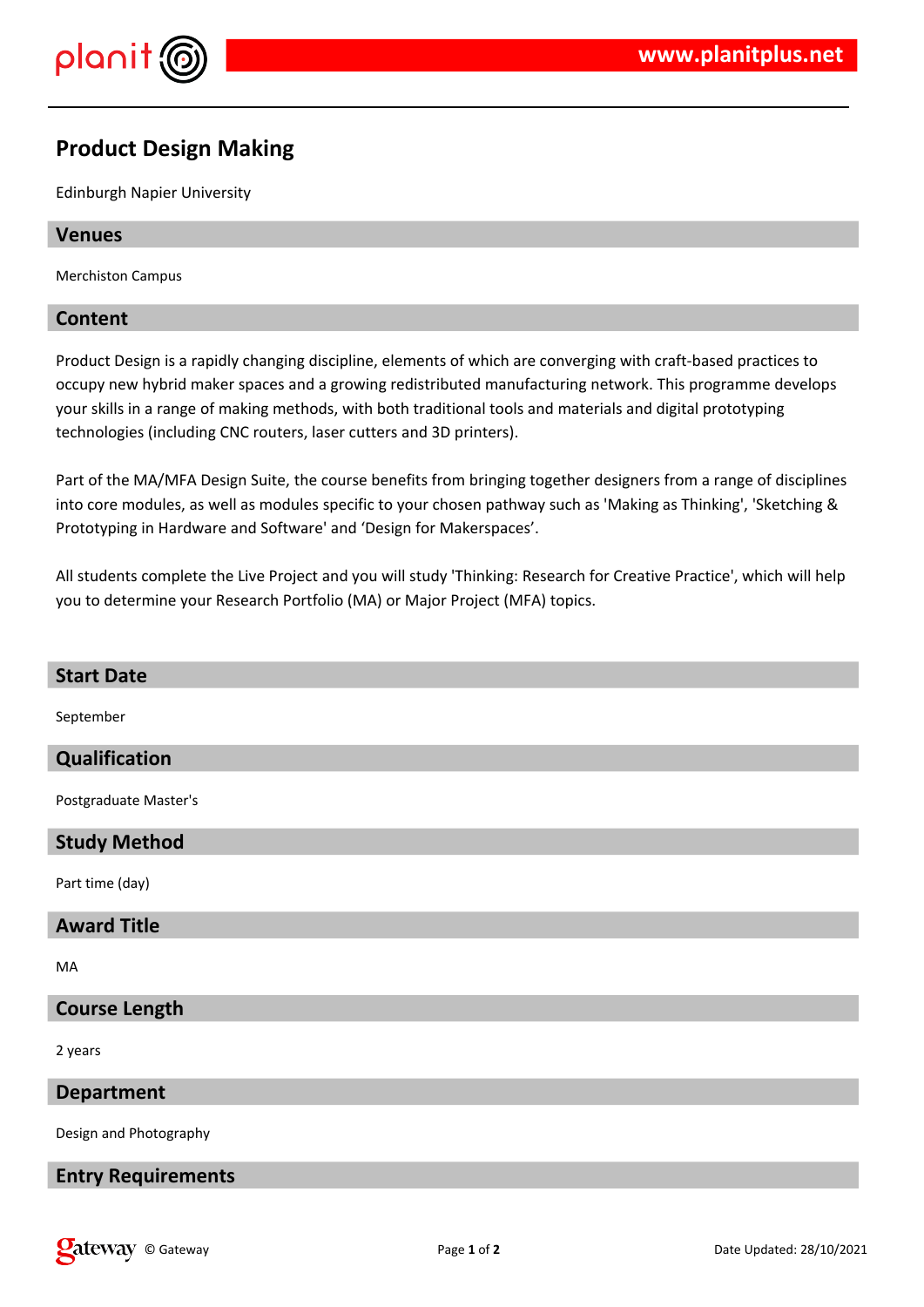# Product Design Making

Edinburgh Napier University

## Venues

Merchiston Campus

## Content

Product Design is a rapidly changing discipline, elements of which are converging with craft-based practices to occupy new hybrid maker spaces and a growing redistributed manufacturing network. This programme develops your skills in a range of making methods, with both traditional tools and materials and digital prototyping technologies (including CNC routers, laser cutters and 3D printers).

Part of the MA/MFA Design Suite, the course benefits from bringing together designers from a range of disciplines into core modules, as well as modules specific to your chosen pathway such as 'Making as Thinking', 'Sketching & Prototyping in Hardware and Software' and 'Design for Makerspaces'.

All students complete the Live Project and you will study 'Thinking: Research for Creative Practice', which will help you to determine your Research Portfolio (MA) or Major Project (MFA) topics.

## Start Date

September

## Qualification

Postgraduate Master's

## Study Method

Part time (day)

## Award Title

MA

## Course Length

2 years

## Department

Design and Photography

## Entry Requirements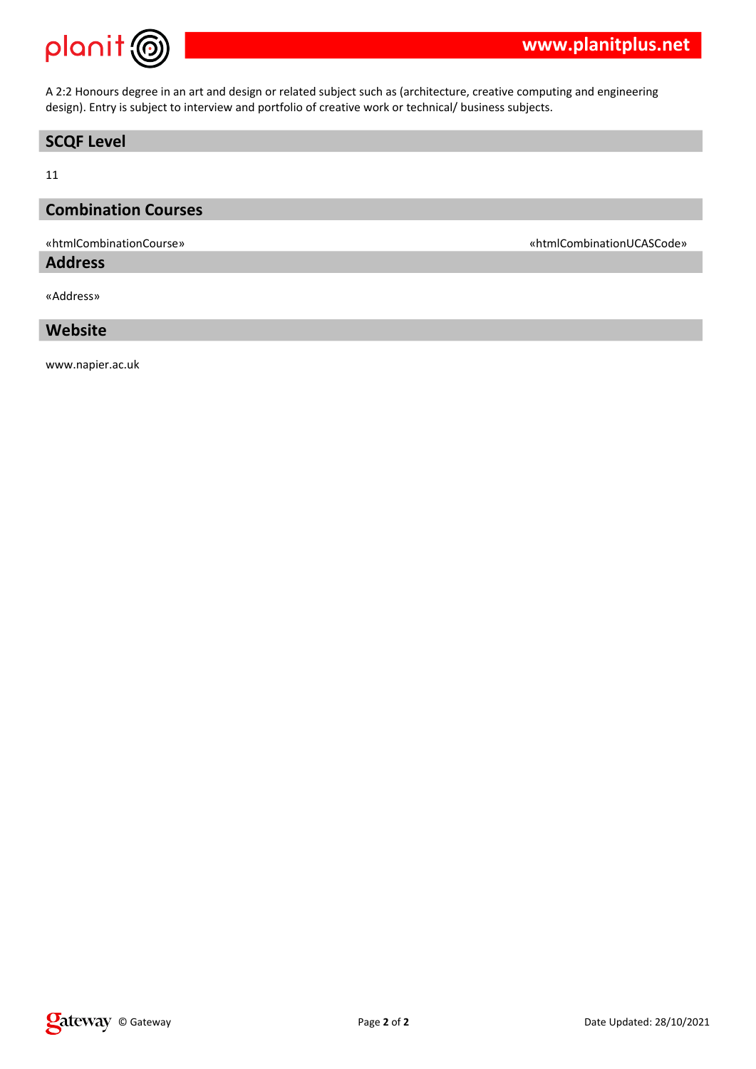A 2:2 Honours degree in an art and design or related subject such as (architecture, creative computing and engineering design). Entry is subject to interview and portfolio of creative work or technical/ business subjects.

## SCQF Level

11

## Combination Courses

«htmlCombinationCourse» «htmlCombinationUCASCode»

## Address

«Address»

## Website

www.napier.ac.uk